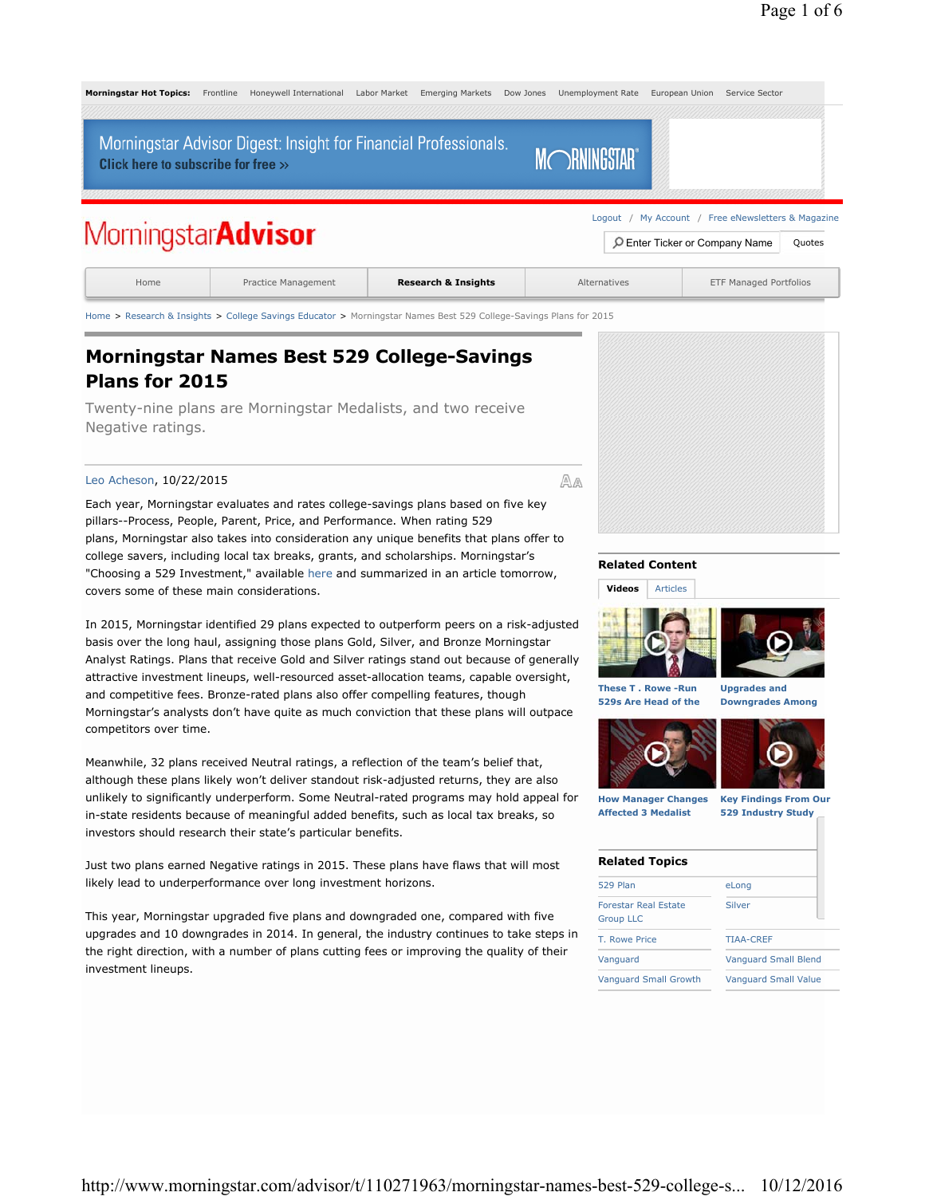Morningstar Hot Topics: Frontline | Honeywell International | Labor Market | Emerging Markets | Dow Jones | Unemployment Rate | European Union | Service Sector

Morningstar Advisor Digest: Insight for Financial Professionals.
Click here to subscribe for free »

MorningstarAdvisor

Logout / My Account / Free eNewsletters & Magazine

Enter Ticker or Company Name | Quotes

Home | Practice Management | **Research & Insights** | Alternatives | ETF Managed Portfolios

Home > Research & Insights > College Savings Educator > Morningstar Names Best 529 College-Savings Plans for 2015

# Morningstar Names Best 529 College-Savings Plans for 2015

Twenty-nine plans are Morningstar Medalists, and two receive Negative ratings.

Leo Acheson, 10/22/2015

Each year, Morningstar evaluates and rates college-savings plans based on five key pillars--Process, People, Parent, Price, and Performance. When rating 529 plans, Morningstar also takes into consideration any unique benefits that plans offer to college savers, including local tax breaks, grants, and scholarships. Morningstar's "Choosing a 529 Investment," available here and summarized in an article tomorrow, covers some of these main considerations.

In 2015, Morningstar identified 29 plans expected to outperform peers on a risk-adjusted basis over the long haul, assigning those plans Gold, Silver, and Bronze Morningstar Analyst Ratings. Plans that receive Gold and Silver ratings stand out because of generally attractive investment lineups, well-resourced asset-allocation teams, capable oversight, and competitive fees. Bronze-rated plans also offer compelling features, though Morningstar's analysts don't have quite as much conviction that these plans will outpace competitors over time.

Meanwhile, 32 plans received Neutral ratings, a reflection of the team's belief that, although these plans likely won't deliver standout risk-adjusted returns, they are also unlikely to significantly underperform. Some Neutral-rated programs may hold appeal for in-state residents because of meaningful added benefits, such as local tax breaks, so investors should research their state's particular benefits.

Just two plans earned Negative ratings in 2015. These plans have flaws that will most likely lead to underperformance over long investment horizons.

This year, Morningstar upgraded five plans and downgraded one, compared with five upgrades and 10 downgrades in 2014. In general, the industry continues to take steps in the right direction, with a number of plans cutting fees or improving the quality of their investment lineups.

## Related Content

Videos | Articles

- These T. Rowe -Run 529s Are Head of the
- Upgrades and Downgrades Among
- How Manager Changes Affected 3 Medalist
- Key Findings From Our 529 Industry Study

## Related Topics

| | |
|---|---|
| 529 Plan | eLong |
| Forestar Real Estate Group LLC | Silver |
| T. Rowe Price | TIAA-CREF |
| Vanguard | Vanguard Small Blend |
| Vanguard Small Growth | Vanguard Small Value |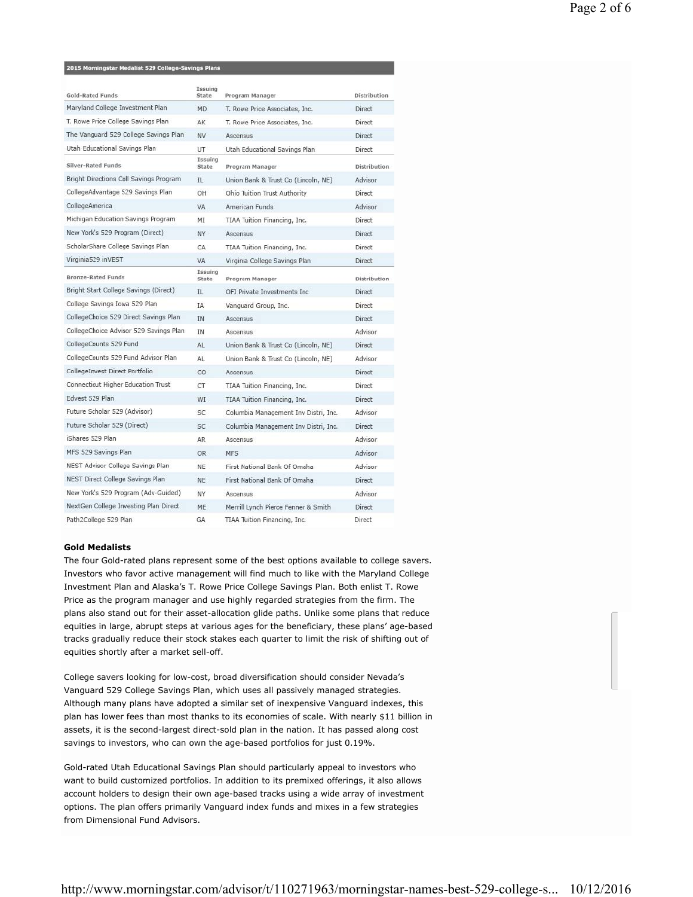| 2015 Morningstar Medalist 529 College-Savings Plans | | | |
|---|---|---|---|
| **Gold-Rated Funds** | **Issuing State** | **Program Manager** | **Distribution** |
| Maryland College Investment Plan | MD | T. Rowe Price Associates, Inc. | Direct |
| T. Rowe Price College Savings Plan | AK | T. Rowe Price Associates, Inc. | Direct |
| The Vanguard 529 College Savings Plan | NV | Ascensus | Direct |
| Utah Educational Savings Plan | UT | Utah Educational Savings Plan | Direct |
| **Silver-Rated Funds** | **Issuing State** | **Program Manager** | **Distribution** |
| Bright Directions Coll Savings Program | IL | Union Bank & Trust Co (Lincoln, NE) | Advisor |
| CollegeAdvantage 529 Savings Plan | OH | Ohio Tuition Trust Authority | Direct |
| CollegeAmerica | VA | American Funds | Advisor |
| Michigan Education Savings Program | MI | TIAA Tuition Financing, Inc. | Direct |
| New York's 529 Program (Direct) | NY | Ascensus | Direct |
| ScholarShare College Savings Plan | CA | TIAA Tuition Financing, Inc. | Direct |
| Virginia529 inVEST | VA | Virginia College Savings Plan | Direct |
| **Bronze-Rated Funds** | **Issuing State** | **Program Manager** | **Distribution** |
| Bright Start College Savings (Direct) | IL | OFI Private Investments Inc | Direct |
| College Savings Iowa 529 Plan | IA | Vanguard Group, Inc. | Direct |
| CollegeChoice 529 Direct Savings Plan | IN | Ascensus | Direct |
| CollegeChoice Advisor 529 Savings Plan | IN | Ascensus | Advisor |
| CollegeCounts 529 Fund | AL | Union Bank & Trust Co (Lincoln, NE) | Direct |
| CollegeCounts 529 Fund Advisor Plan | AL | Union Bank & Trust Co (Lincoln, NE) | Advisor |
| CollegeInvest Direct Portfolio | CO | Ascensus | Direct |
| Connecticut Higher Education Trust | CT | TIAA Tuition Financing, Inc. | Direct |
| Edvest 529 Plan | WI | TIAA Tuition Financing, Inc. | Direct |
| Future Scholar 529 (Advisor) | SC | Columbia Management Inv Distri, Inc. | Advisor |
| Future Scholar 529 (Direct) | SC | Columbia Management Inv Distri, Inc. | Direct |
| iShares 529 Plan | AR | Ascensus | Advisor |
| MFS 529 Savings Plan | OR | MFS | Advisor |
| NEST Advisor College Savings Plan | NE | First National Bank Of Omaha | Advisor |
| NEST Direct College Savings Plan | NE | First National Bank Of Omaha | Direct |
| New York's 529 Program (Adv-Guided) | NY | Ascensus | Advisor |
| NextGen College Investing Plan Direct | ME | Merrill Lynch Pierce Fenner & Smith | Direct |
| Path2College 529 Plan | GA | TIAA Tuition Financing, Inc. | Direct |

**Gold Medalists**

The four Gold-rated plans represent some of the best options available to college savers. Investors who favor active management will find much to like with the Maryland College Investment Plan and Alaska's T. Rowe Price College Savings Plan. Both enlist T. Rowe Price as the program manager and use highly regarded strategies from the firm. The plans also stand out for their asset-allocation glide paths. Unlike some plans that reduce equities in large, abrupt steps at various ages for the beneficiary, these plans' age-based tracks gradually reduce their stock stakes each quarter to limit the risk of shifting out of equities shortly after a market sell-off.

College savers looking for low-cost, broad diversification should consider Nevada's Vanguard 529 College Savings Plan, which uses all passively managed strategies. Although many plans have adopted a similar set of inexpensive Vanguard indexes, this plan has lower fees than most thanks to its economies of scale. With nearly $11 billion in assets, it is the second-largest direct-sold plan in the nation. It has passed along cost savings to investors, who can own the age-based portfolios for just 0.19%.

Gold-rated Utah Educational Savings Plan should particularly appeal to investors who want to build customized portfolios. In addition to its premixed offerings, it also allows account holders to design their own age-based tracks using a wide array of investment options. The plan offers primarily Vanguard index funds and mixes in a few strategies from Dimensional Fund Advisors.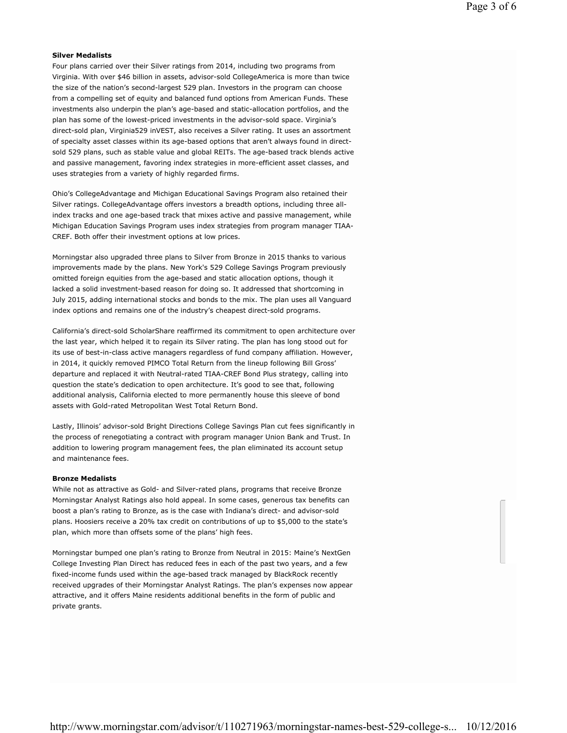**Silver Medalists**

Four plans carried over their Silver ratings from 2014, including two programs from Virginia. With over $46 billion in assets, advisor-sold CollegeAmerica is more than twice the size of the nation's second-largest 529 plan. Investors in the program can choose from a compelling set of equity and balanced fund options from American Funds. These investments also underpin the plan's age-based and static-allocation portfolios, and the plan has some of the lowest-priced investments in the advisor-sold space. Virginia's direct-sold plan, Virginia529 inVEST, also receives a Silver rating. It uses an assortment of specialty asset classes within its age-based options that aren't always found in direct-sold 529 plans, such as stable value and global REITs. The age-based track blends active and passive management, favoring index strategies in more-efficient asset classes, and uses strategies from a variety of highly regarded firms.

Ohio's CollegeAdvantage and Michigan Educational Savings Program also retained their Silver ratings. CollegeAdvantage offers investors a breadth options, including three all-index tracks and one age-based track that mixes active and passive management, while Michigan Education Savings Program uses index strategies from program manager TIAA-CREF. Both offer their investment options at low prices.

Morningstar also upgraded three plans to Silver from Bronze in 2015 thanks to various improvements made by the plans. New York's 529 College Savings Program previously omitted foreign equities from the age-based and static allocation options, though it lacked a solid investment-based reason for doing so. It addressed that shortcoming in July 2015, adding international stocks and bonds to the mix. The plan uses all Vanguard index options and remains one of the industry's cheapest direct-sold programs.

California's direct-sold ScholarShare reaffirmed its commitment to open architecture over the last year, which helped it to regain its Silver rating. The plan has long stood out for its use of best-in-class active managers regardless of fund company affiliation. However, in 2014, it quickly removed PIMCO Total Return from the lineup following Bill Gross' departure and replaced it with Neutral-rated TIAA-CREF Bond Plus strategy, calling into question the state's dedication to open architecture. It's good to see that, following additional analysis, California elected to more permanently house this sleeve of bond assets with Gold-rated Metropolitan West Total Return Bond.

Lastly, Illinois' advisor-sold Bright Directions College Savings Plan cut fees significantly in the process of renegotiating a contract with program manager Union Bank and Trust. In addition to lowering program management fees, the plan eliminated its account setup and maintenance fees.

**Bronze Medalists**

While not as attractive as Gold- and Silver-rated plans, programs that receive Bronze Morningstar Analyst Ratings also hold appeal. In some cases, generous tax benefits can boost a plan's rating to Bronze, as is the case with Indiana's direct- and advisor-sold plans. Hoosiers receive a 20% tax credit on contributions of up to $5,000 to the state's plan, which more than offsets some of the plans' high fees.

Morningstar bumped one plan's rating to Bronze from Neutral in 2015: Maine's NextGen College Investing Plan Direct has reduced fees in each of the past two years, and a few fixed-income funds used within the age-based track managed by BlackRock recently received upgrades of their Morningstar Analyst Ratings. The plan's expenses now appear attractive, and it offers Maine residents additional benefits in the form of public and private grants.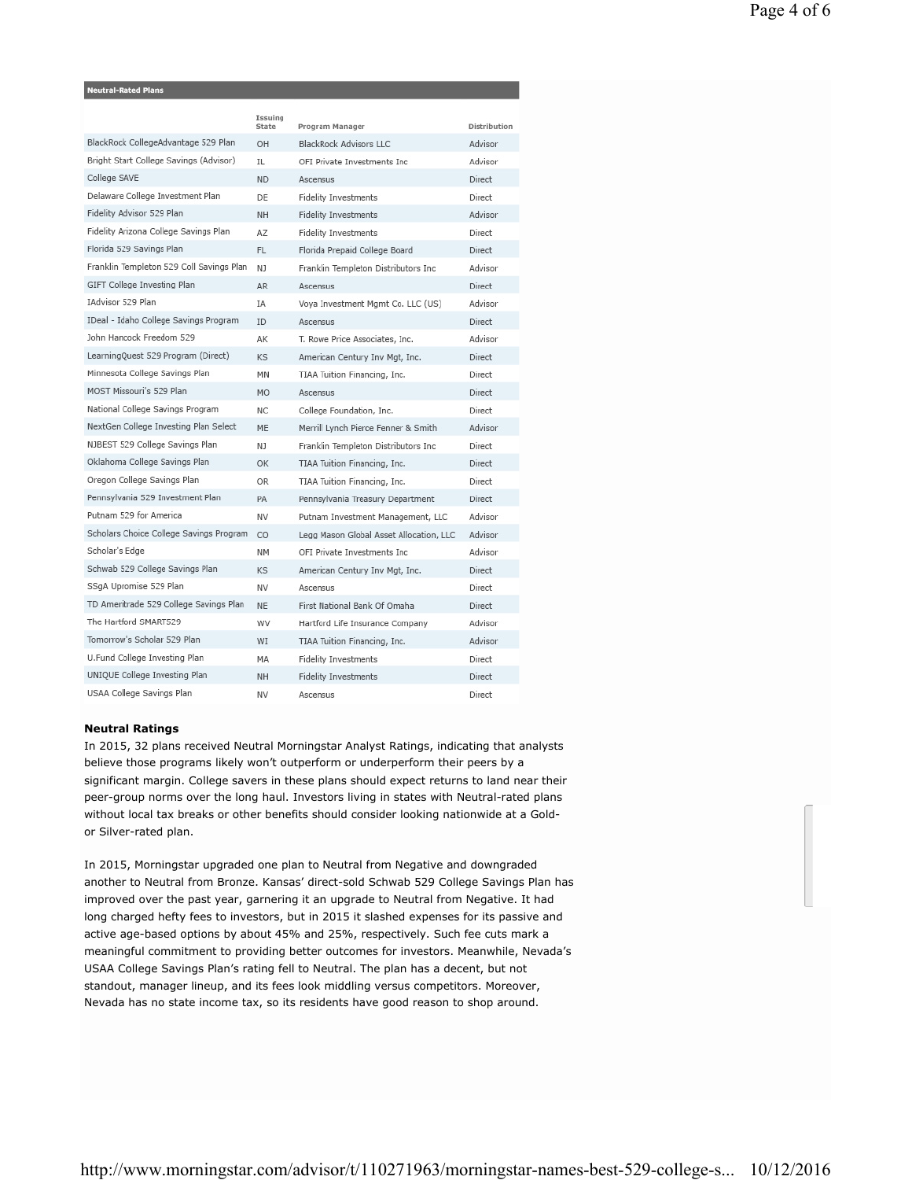**Neutral-Rated Plans**

| | Issuing State | Program Manager | Distribution |
|---|---|---|---|
| BlackRock CollegeAdvantage 529 Plan | OH | BlackRock Advisors LLC | Advisor |
| Bright Start College Savings (Advisor) | IL | OFI Private Investments Inc | Advisor |
| College SAVE | ND | Ascensus | Direct |
| Delaware College Investment Plan | DE | Fidelity Investments | Direct |
| Fidelity Advisor 529 Plan | NH | Fidelity Investments | Advisor |
| Fidelity Arizona College Savings Plan | AZ | Fidelity Investments | Direct |
| Florida 529 Savings Plan | FL | Florida Prepaid College Board | Direct |
| Franklin Templeton 529 Coll Savings Plan | NJ | Franklin Templeton Distributors Inc | Advisor |
| GIFT College Investing Plan | AR | Ascensus | Direct |
| IAdvisor 529 Plan | IA | Voya Investment Mgmt Co. LLC (US) | Advisor |
| IDeal - Idaho College Savings Program | ID | Ascensus | Direct |
| John Hancock Freedom 529 | AK | T. Rowe Price Associates, Inc. | Advisor |
| LearningQuest 529 Program (Direct) | KS | American Century Inv Mgt, Inc. | Direct |
| Minnesota College Savings Plan | MN | TIAA Tuition Financing, Inc. | Direct |
| MOST Missouri's 529 Plan | MO | Ascensus | Direct |
| National College Savings Program | NC | College Foundation, Inc. | Direct |
| NextGen College Investing Plan Select | ME | Merrill Lynch Pierce Fenner & Smith | Advisor |
| NJBEST 529 College Savings Plan | NJ | Franklin Templeton Distributors Inc | Direct |
| Oklahoma College Savings Plan | OK | TIAA Tuition Financing, Inc. | Direct |
| Oregon College Savings Plan | OR | TIAA Tuition Financing, Inc. | Direct |
| Pennsylvania 529 Investment Plan | PA | Pennsylvania Treasury Department | Direct |
| Putnam 529 for America | NV | Putnam Investment Management, LLC | Advisor |
| Scholars Choice College Savings Program | CO | Legg Mason Global Asset Allocation, LLC | Advisor |
| Scholar's Edge | NM | OFI Private Investments Inc | Advisor |
| Schwab 529 College Savings Plan | KS | American Century Inv Mgt, Inc. | Direct |
| SSgA Upromise 529 Plan | NV | Ascensus | Direct |
| TD Ameritrade 529 College Savings Plan | NE | First National Bank Of Omaha | Direct |
| The Hartford SMART529 | WV | Hartford Life Insurance Company | Advisor |
| Tomorrow's Scholar 529 Plan | WI | TIAA Tuition Financing, Inc. | Advisor |
| U.Fund College Investing Plan | MA | Fidelity Investments | Direct |
| UNIQUE College Investing Plan | NH | Fidelity Investments | Direct |
| USAA College Savings Plan | NV | Ascensus | Direct |

**Neutral Ratings**

In 2015, 32 plans received Neutral Morningstar Analyst Ratings, indicating that analysts believe those programs likely won't outperform or underperform their peers by a significant margin. College savers in these plans should expect returns to land near their peer-group norms over the long haul. Investors living in states with Neutral-rated plans without local tax breaks or other benefits should consider looking nationwide at a Gold- or Silver-rated plan.

In 2015, Morningstar upgraded one plan to Neutral from Negative and downgraded another to Neutral from Bronze. Kansas' direct-sold Schwab 529 College Savings Plan has improved over the past year, garnering it an upgrade to Neutral from Negative. It had long charged hefty fees to investors, but in 2015 it slashed expenses for its passive and active age-based options by about 45% and 25%, respectively. Such fee cuts mark a meaningful commitment to providing better outcomes for investors. Meanwhile, Nevada's USAA College Savings Plan's rating fell to Neutral. The plan has a decent, but not standout, manager lineup, and its fees look middling versus competitors. Moreover, Nevada has no state income tax, so its residents have good reason to shop around.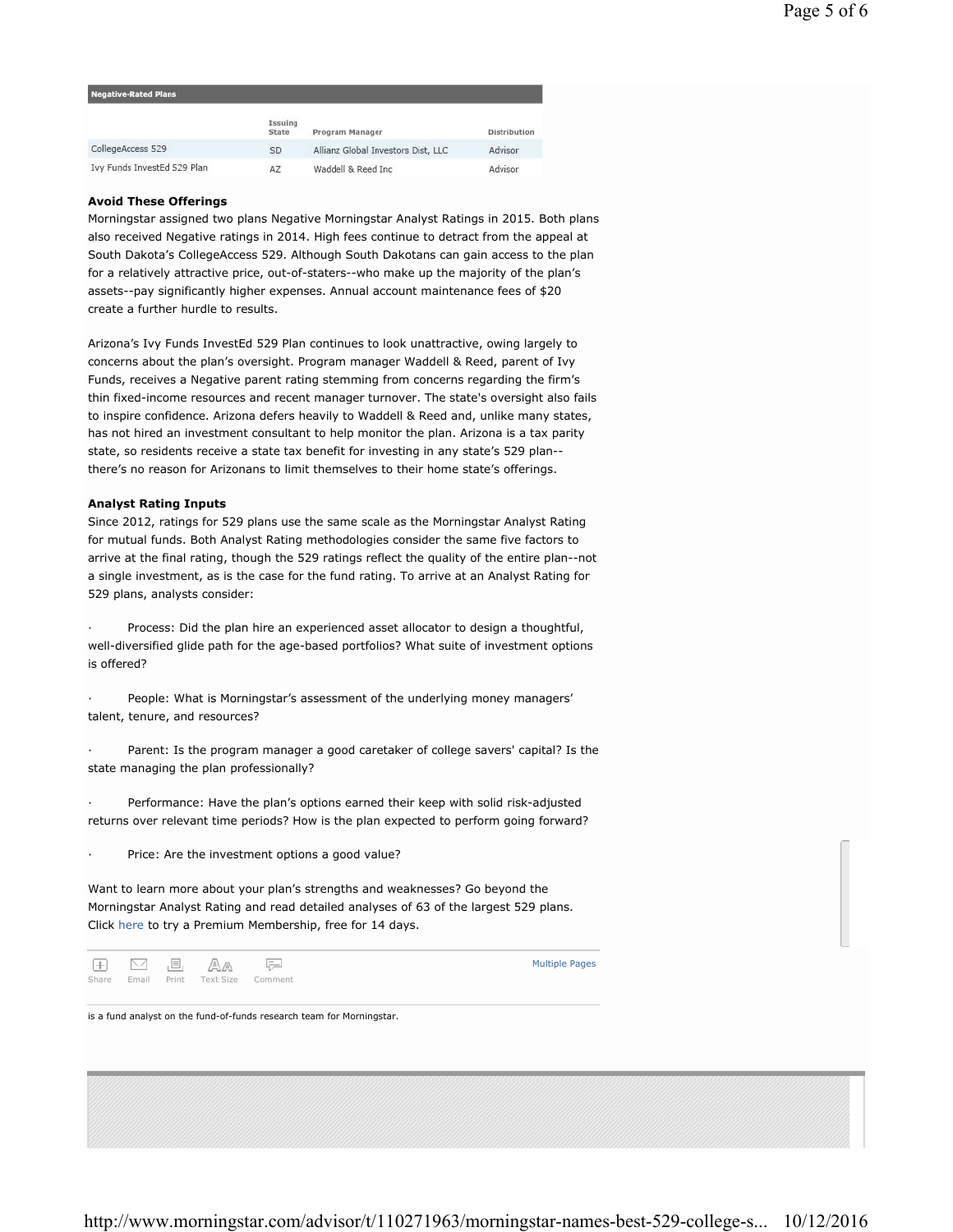| Negative-Rated Plans | Issuing State | Program Manager | Distribution |
|---|---|---|---|
| CollegeAccess 529 | SD | Allianz Global Investors Dist, LLC | Advisor |
| Ivy Funds InvestEd 529 Plan | AZ | Waddell & Reed Inc | Advisor |

**Avoid These Offerings**

Morningstar assigned two plans Negative Morningstar Analyst Ratings in 2015. Both plans also received Negative ratings in 2014. High fees continue to detract from the appeal at South Dakota's CollegeAccess 529. Although South Dakotans can gain access to the plan for a relatively attractive price, out-of-staters--who make up the majority of the plan's assets--pay significantly higher expenses. Annual account maintenance fees of $20 create a further hurdle to results.

Arizona's Ivy Funds InvestEd 529 Plan continues to look unattractive, owing largely to concerns about the plan's oversight. Program manager Waddell & Reed, parent of Ivy Funds, receives a Negative parent rating stemming from concerns regarding the firm's thin fixed-income resources and recent manager turnover. The state's oversight also fails to inspire confidence. Arizona defers heavily to Waddell & Reed and, unlike many states, has not hired an investment consultant to help monitor the plan. Arizona is a tax parity state, so residents receive a state tax benefit for investing in any state's 529 plan--there's no reason for Arizonans to limit themselves to their home state's offerings.

**Analyst Rating Inputs**

Since 2012, ratings for 529 plans use the same scale as the Morningstar Analyst Rating for mutual funds. Both Analyst Rating methodologies consider the same five factors to arrive at the final rating, though the 529 ratings reflect the quality of the entire plan--not a single investment, as is the case for the fund rating. To arrive at an Analyst Rating for 529 plans, analysts consider:

- Process: Did the plan hire an experienced asset allocator to design a thoughtful, well-diversified glide path for the age-based portfolios? What suite of investment options is offered?

- People: What is Morningstar's assessment of the underlying money managers' talent, tenure, and resources?

- Parent: Is the program manager a good caretaker of college savers' capital? Is the state managing the plan professionally?

- Performance: Have the plan's options earned their keep with solid risk-adjusted returns over relevant time periods? How is the plan expected to perform going forward?

- Price: Are the investment options a good value?

Want to learn more about your plan's strengths and weaknesses? Go beyond the Morningstar Analyst Rating and read detailed analyses of 63 of the largest 529 plans. Click here to try a Premium Membership, free for 14 days.

Share Email Print Text Size Comment Multiple Pages

is a fund analyst on the fund-of-funds research team for Morningstar.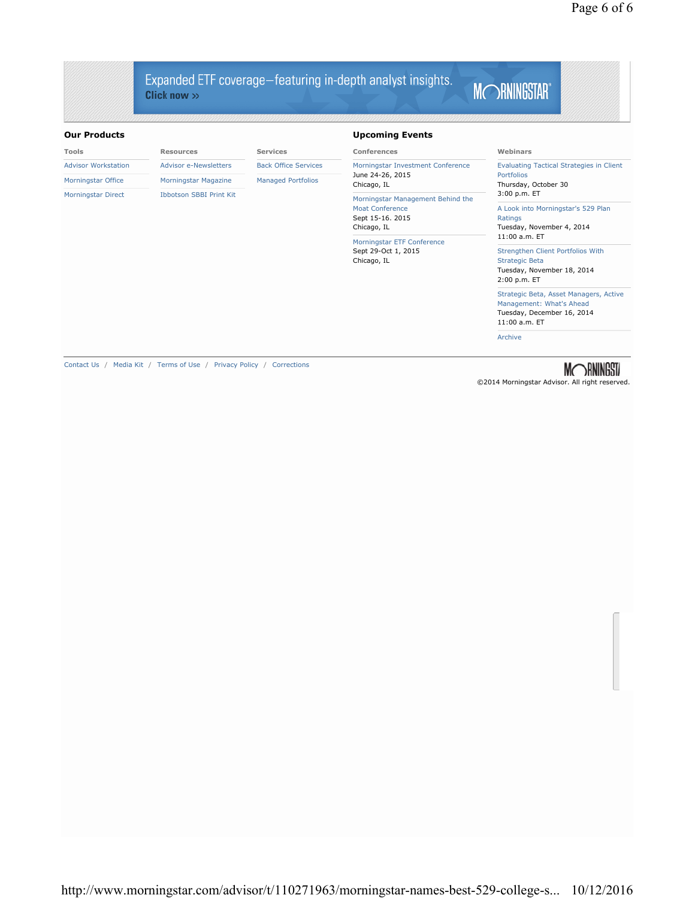Expanded ETF coverage—featuring in-depth analyst insights.
Click now »

MORNINGSTAR

## Our Products

**Tools**

- Advisor Workstation
- Morningstar Office
- Morningstar Direct

**Resources**

- Advisor e-Newsletters
- Morningstar Magazine
- Ibbotson SBBI Print Kit

**Services**

- Back Office Services
- Managed Portfolios

## Upcoming Events

**Conferences**

Morningstar Investment Conference
June 24-26, 2015
Chicago, IL

Morningstar Management Behind the Moat Conference
Sept 15-16. 2015
Chicago, IL

Morningstar ETF Conference
Sept 29-Oct 1, 2015
Chicago, IL

**Webinars**

Evaluating Tactical Strategies in Client Portfolios
Thursday, October 30
3:00 p.m. ET

A Look into Morningstar's 529 Plan Ratings
Tuesday, November 4, 2014
11:00 a.m. ET

Strengthen Client Portfolios With Strategic Beta
Tuesday, November 18, 2014
2:00 p.m. ET

Strategic Beta, Asset Managers, Active Management: What's Ahead
Tuesday, December 16, 2014
11:00 a.m. ET

Archive

Contact Us / Media Kit / Terms of Use / Privacy Policy / Corrections

©2014 Morningstar Advisor. All right reserved.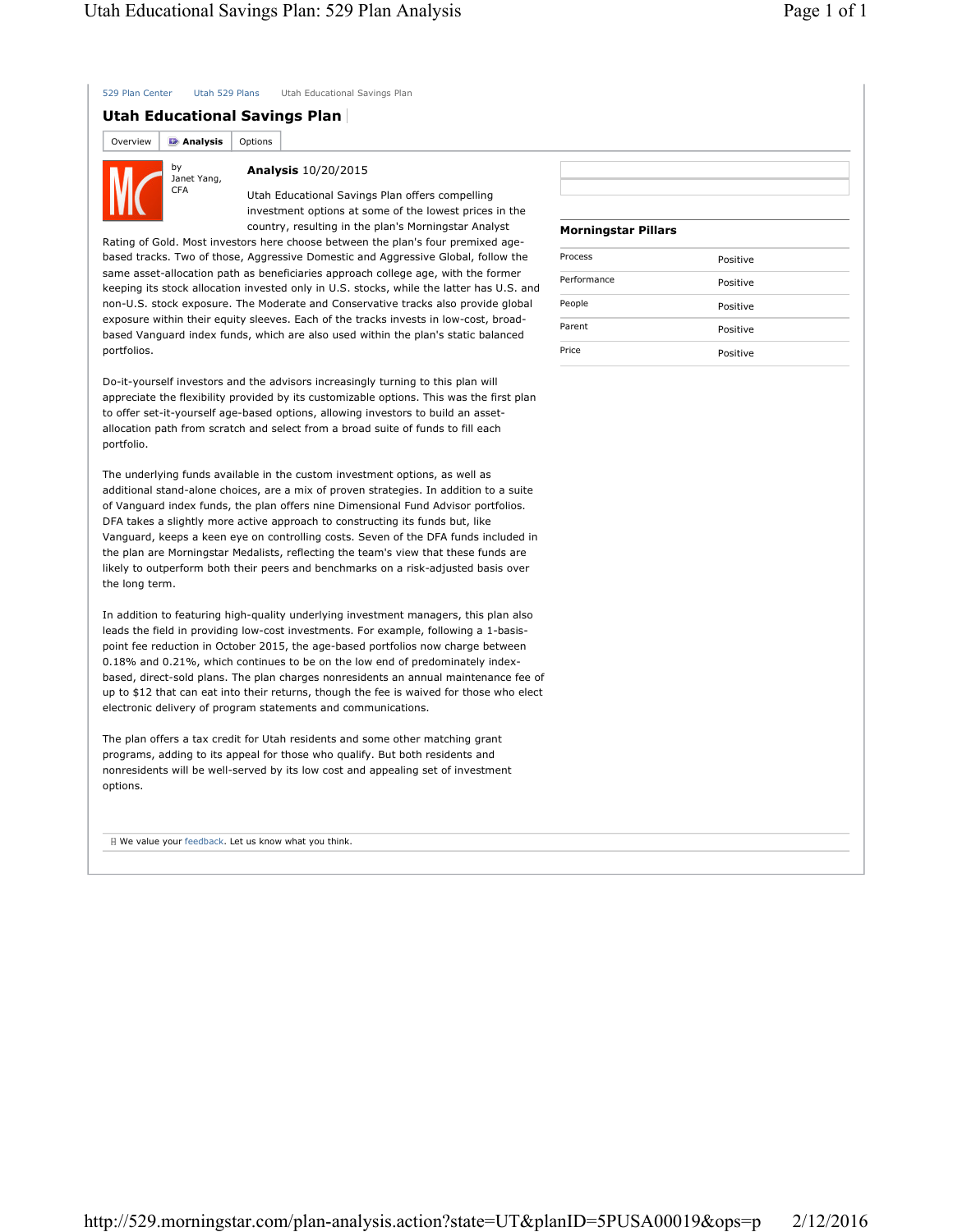529 Plan Center   Utah 529 Plans   Utah Educational Savings Plan

# Utah Educational Savings Plan

Overview | **Analysis** | Options

by Janet Yang, CFA

**Analysis** 10/20/2015

Utah Educational Savings Plan offers compelling investment options at some of the lowest prices in the country, resulting in the plan's Morningstar Analyst Rating of Gold. Most investors here choose between the plan's four premixed age-based tracks. Two of those, Aggressive Domestic and Aggressive Global, follow the same asset-allocation path as beneficiaries approach college age, with the former keeping its stock allocation invested only in U.S. stocks, while the latter has U.S. and non-U.S. stock exposure. The Moderate and Conservative tracks also provide global exposure within their equity sleeves. Each of the tracks invests in low-cost, broad-based Vanguard index funds, which are also used within the plan's static balanced portfolios.

Do-it-yourself investors and the advisors increasingly turning to this plan will appreciate the flexibility provided by its customizable options. This was the first plan to offer set-it-yourself age-based options, allowing investors to build an asset-allocation path from scratch and select from a broad suite of funds to fill each portfolio.

The underlying funds available in the custom investment options, as well as additional stand-alone choices, are a mix of proven strategies. In addition to a suite of Vanguard index funds, the plan offers nine Dimensional Fund Advisor portfolios. DFA takes a slightly more active approach to constructing its funds but, like Vanguard, keeps a keen eye on controlling costs. Seven of the DFA funds included in the plan are Morningstar Medalists, reflecting the team's view that these funds are likely to outperform both their peers and benchmarks on a risk-adjusted basis over the long term.

In addition to featuring high-quality underlying investment managers, this plan also leads the field in providing low-cost investments. For example, following a 1-basis-point fee reduction in October 2015, the age-based portfolios now charge between 0.18% and 0.21%, which continues to be on the low end of predominately index-based, direct-sold plans. The plan charges nonresidents an annual maintenance fee of up to $12 that can eat into their returns, though the fee is waived for those who elect electronic delivery of program statements and communications.

The plan offers a tax credit for Utah residents and some other matching grant programs, adding to its appeal for those who qualify. But both residents and nonresidents will be well-served by its low cost and appealing set of investment options.

### Morningstar Pillars

| | |
|---|---|
| Process | Positive |
| Performance | Positive |
| People | Positive |
| Parent | Positive |
| Price | Positive |

We value your feedback. Let us know what you think.